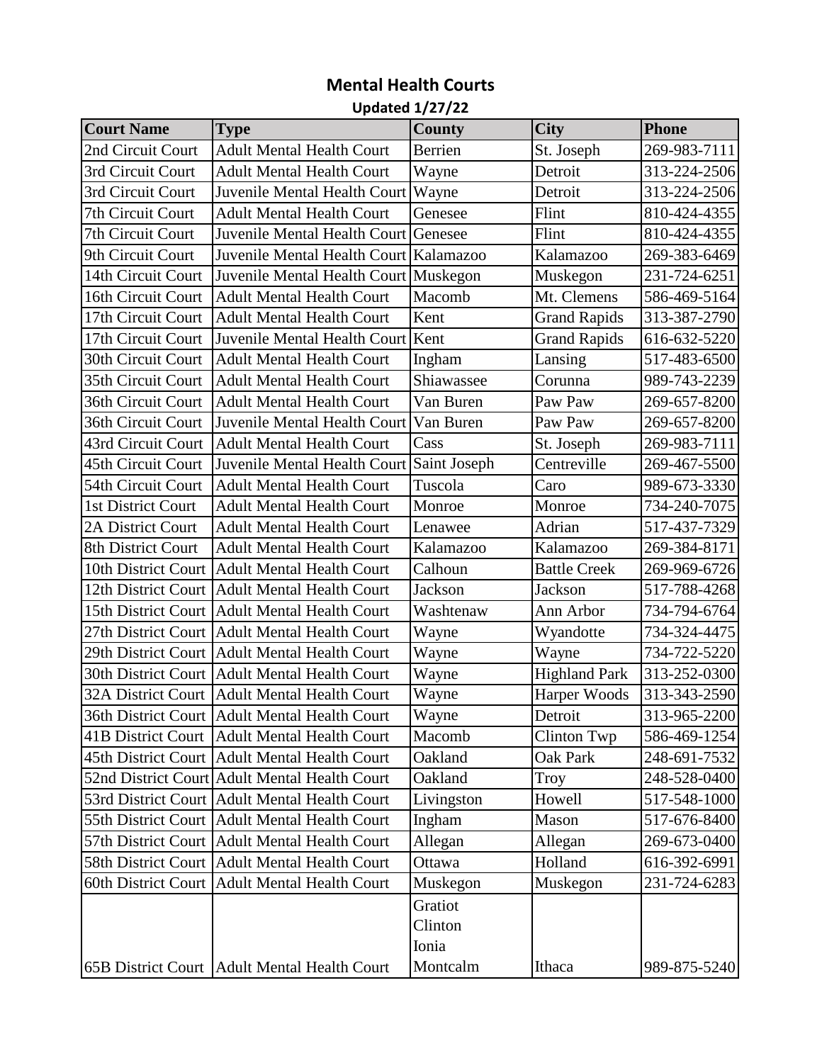# Mental Health Courts

**Updated 1/27/22**

| Court Name | Type | County | City | Phone |
|---|---|---|---|---|
| 2nd Circuit Court | Adult Mental Health Court | Berrien | St. Joseph | 269-983-7111 |
| 3rd Circuit Court | Adult Mental Health Court | Wayne | Detroit | 313-224-2506 |
| 3rd Circuit Court | Juvenile Mental Health Court | Wayne | Detroit | 313-224-2506 |
| 7th Circuit Court | Adult Mental Health Court | Genesee | Flint | 810-424-4355 |
| 7th Circuit Court | Juvenile Mental Health Court | Genesee | Flint | 810-424-4355 |
| 9th Circuit Court | Juvenile Mental Health Court | Kalamazoo | Kalamazoo | 269-383-6469 |
| 14th Circuit Court | Juvenile Mental Health Court | Muskegon | Muskegon | 231-724-6251 |
| 16th Circuit Court | Adult Mental Health Court | Macomb | Mt. Clemens | 586-469-5164 |
| 17th Circuit Court | Adult Mental Health Court | Kent | Grand Rapids | 313-387-2790 |
| 17th Circuit Court | Juvenile Mental Health Court | Kent | Grand Rapids | 616-632-5220 |
| 30th Circuit Court | Adult Mental Health Court | Ingham | Lansing | 517-483-6500 |
| 35th Circuit Court | Adult Mental Health Court | Shiawassee | Corunna | 989-743-2239 |
| 36th Circuit Court | Adult Mental Health Court | Van Buren | Paw Paw | 269-657-8200 |
| 36th Circuit Court | Juvenile Mental Health Court | Van Buren | Paw Paw | 269-657-8200 |
| 43rd Circuit Court | Adult Mental Health Court | Cass | St. Joseph | 269-983-7111 |
| 45th Circuit Court | Juvenile Mental Health Court | Saint Joseph | Centreville | 269-467-5500 |
| 54th Circuit Court | Adult Mental Health Court | Tuscola | Caro | 989-673-3330 |
| 1st District Court | Adult Mental Health Court | Monroe | Monroe | 734-240-7075 |
| 2A District Court | Adult Mental Health Court | Lenawee | Adrian | 517-437-7329 |
| 8th District Court | Adult Mental Health Court | Kalamazoo | Kalamazoo | 269-384-8171 |
| 10th District Court | Adult Mental Health Court | Calhoun | Battle Creek | 269-969-6726 |
| 12th District Court | Adult Mental Health Court | Jackson | Jackson | 517-788-4268 |
| 15th District Court | Adult Mental Health Court | Washtenaw | Ann Arbor | 734-794-6764 |
| 27th District Court | Adult Mental Health Court | Wayne | Wyandotte | 734-324-4475 |
| 29th District Court | Adult Mental Health Court | Wayne | Wayne | 734-722-5220 |
| 30th District Court | Adult Mental Health Court | Wayne | Highland Park | 313-252-0300 |
| 32A District Court | Adult Mental Health Court | Wayne | Harper Woods | 313-343-2590 |
| 36th District Court | Adult Mental Health Court | Wayne | Detroit | 313-965-2200 |
| 41B District Court | Adult Mental Health Court | Macomb | Clinton Twp | 586-469-1254 |
| 45th District Court | Adult Mental Health Court | Oakland | Oak Park | 248-691-7532 |
| 52nd District Court | Adult Mental Health Court | Oakland | Troy | 248-528-0400 |
| 53rd District Court | Adult Mental Health Court | Livingston | Howell | 517-548-1000 |
| 55th District Court | Adult Mental Health Court | Ingham | Mason | 517-676-8400 |
| 57th District Court | Adult Mental Health Court | Allegan | Allegan | 269-673-0400 |
| 58th District Court | Adult Mental Health Court | Ottawa | Holland | 616-392-6991 |
| 60th District Court | Adult Mental Health Court | Muskegon | Muskegon | 231-724-6283 |
| 65B District Court | Adult Mental Health Court | Gratiot<br>Clinton<br>Ionia<br>Montcalm | Ithaca | 989-875-5240 |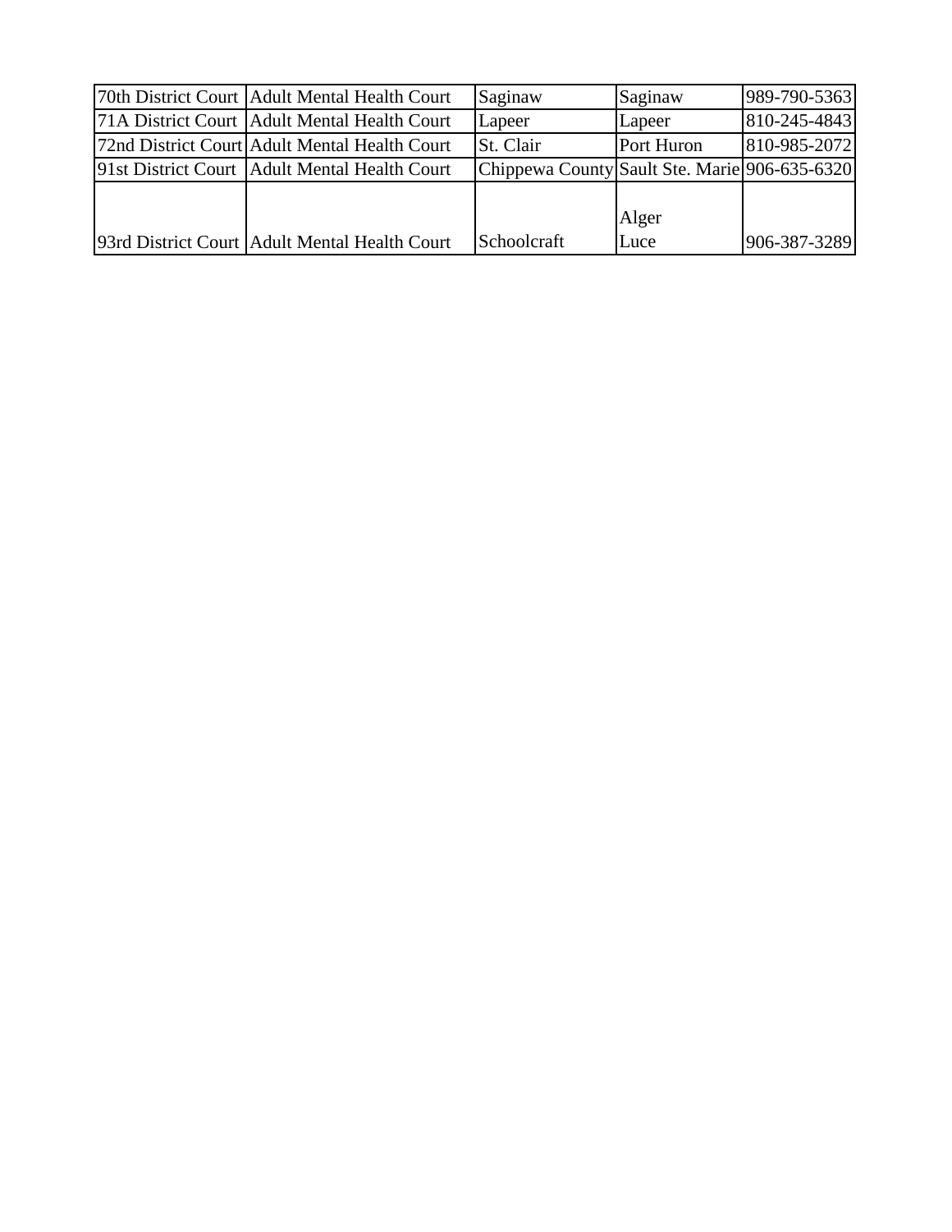| | | | | |
|---|---|---|---|---|
| 70th District Court | Adult Mental Health Court | Saginaw | Saginaw | 989-790-5363 |
| 71A District Court | Adult Mental Health Court | Lapeer | Lapeer | 810-245-4843 |
| 72nd District Court | Adult Mental Health Court | St. Clair | Port Huron | 810-985-2072 |
| 91st District Court | Adult Mental Health Court | Chippewa County | Sault Ste. Marie | 906-635-6320 |
| 93rd District Court | Adult Mental Health Court | Schoolcraft | Alger Luce | 906-387-3289 |